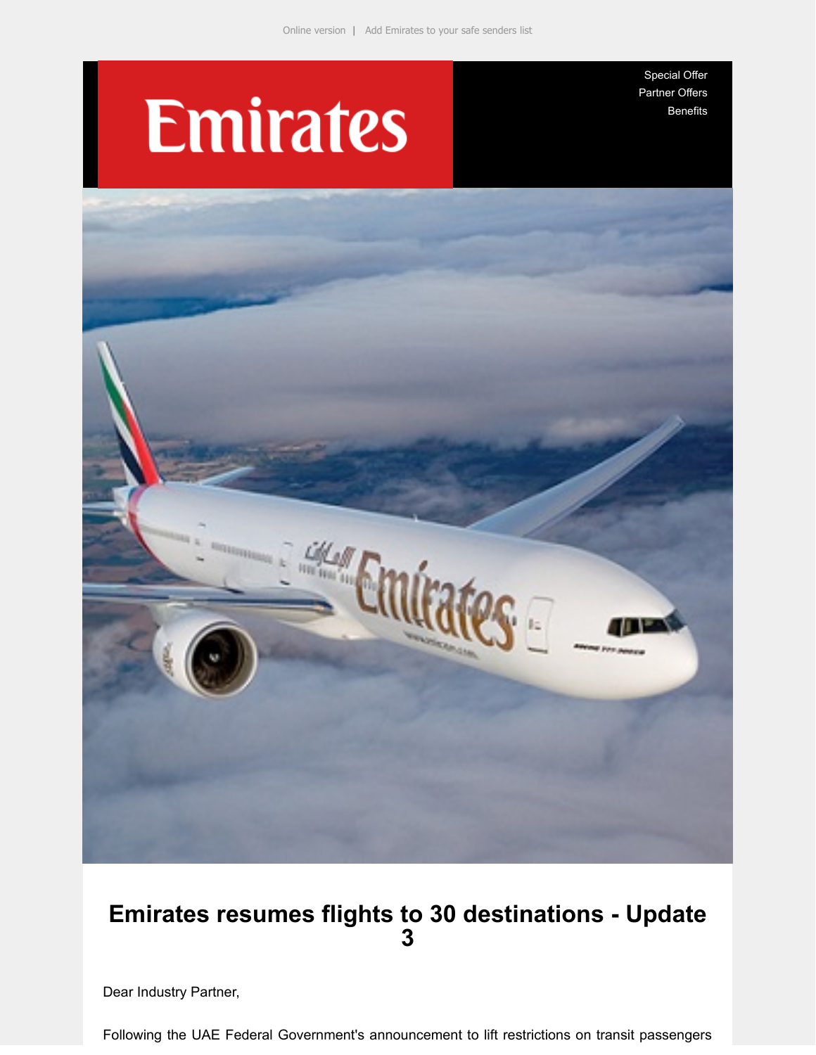Online version | Add Emirates to your safe senders list

Emirates

Special Offer
Partner Offers
Benefits

# Emirates resumes flights to 30 destinations - Update 3

Dear Industry Partner,

Following the UAE Federal Government's announcement to lift restrictions on transit passengers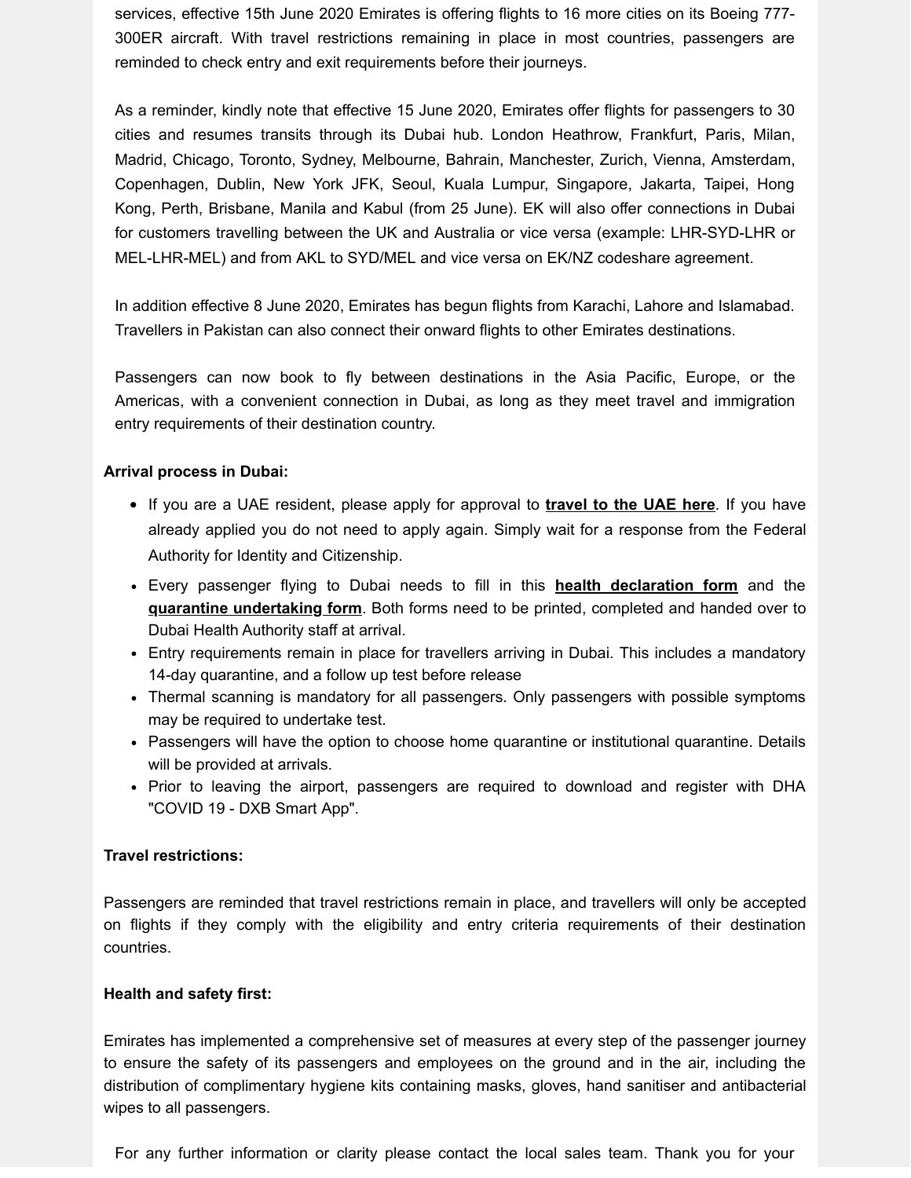services, effective 15th June 2020 Emirates is offering flights to 16 more cities on its Boeing 777-300ER aircraft. With travel restrictions remaining in place in most countries, passengers are reminded to check entry and exit requirements before their journeys.

As a reminder, kindly note that effective 15 June 2020, Emirates offer flights for passengers to 30 cities and resumes transits through its Dubai hub. London Heathrow, Frankfurt, Paris, Milan, Madrid, Chicago, Toronto, Sydney, Melbourne, Bahrain, Manchester, Zurich, Vienna, Amsterdam, Copenhagen, Dublin, New York JFK, Seoul, Kuala Lumpur, Singapore, Jakarta, Taipei, Hong Kong, Perth, Brisbane, Manila and Kabul (from 25 June). EK will also offer connections in Dubai for customers travelling between the UK and Australia or vice versa (example: LHR-SYD-LHR or MEL-LHR-MEL) and from AKL to SYD/MEL and vice versa on EK/NZ codeshare agreement.

In addition effective 8 June 2020, Emirates has begun flights from Karachi, Lahore and Islamabad. Travellers in Pakistan can also connect their onward flights to other Emirates destinations.

Passengers can now book to fly between destinations in the Asia Pacific, Europe, or the Americas, with a convenient connection in Dubai, as long as they meet travel and immigration entry requirements of their destination country.

**Arrival process in Dubai:**

- If you are a UAE resident, please apply for approval to **travel to the UAE here**. If you have already applied you do not need to apply again. Simply wait for a response from the Federal Authority for Identity and Citizenship.
- Every passenger flying to Dubai needs to fill in this **health declaration form** and the **quarantine undertaking form**. Both forms need to be printed, completed and handed over to Dubai Health Authority staff at arrival.
- Entry requirements remain in place for travellers arriving in Dubai. This includes a mandatory 14-day quarantine, and a follow up test before release
- Thermal scanning is mandatory for all passengers. Only passengers with possible symptoms may be required to undertake test.
- Passengers will have the option to choose home quarantine or institutional quarantine. Details will be provided at arrivals.
- Prior to leaving the airport, passengers are required to download and register with DHA "COVID 19 - DXB Smart App".

**Travel restrictions:**

Passengers are reminded that travel restrictions remain in place, and travellers will only be accepted on flights if they comply with the eligibility and entry criteria requirements of their destination countries.

**Health and safety first:**

Emirates has implemented a comprehensive set of measures at every step of the passenger journey to ensure the safety of its passengers and employees on the ground and in the air, including the distribution of complimentary hygiene kits containing masks, gloves, hand sanitiser and antibacterial wipes to all passengers.

For any further information or clarity please contact the local sales team. Thank you for your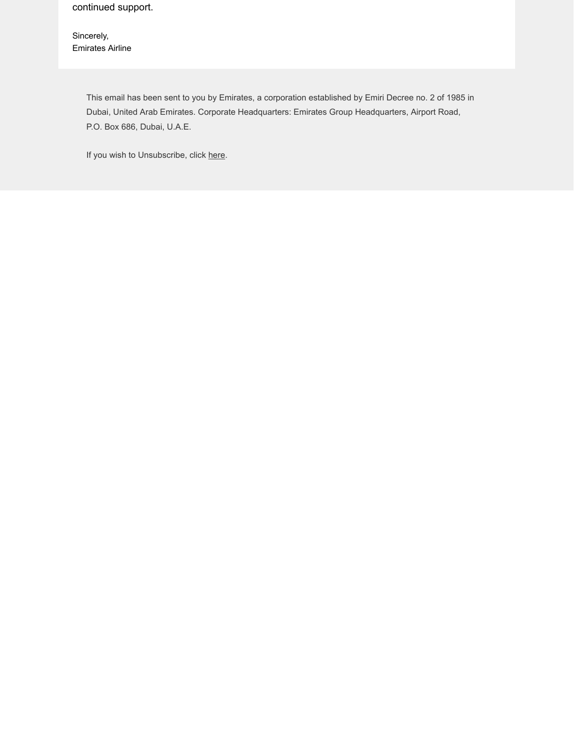continued support.

Sincerely,
Emirates Airline

This email has been sent to you by Emirates, a corporation established by Emiri Decree no. 2 of 1985 in Dubai, United Arab Emirates. Corporate Headquarters: Emirates Group Headquarters, Airport Road, P.O. Box 686, Dubai, U.A.E.

If you wish to Unsubscribe, click here.